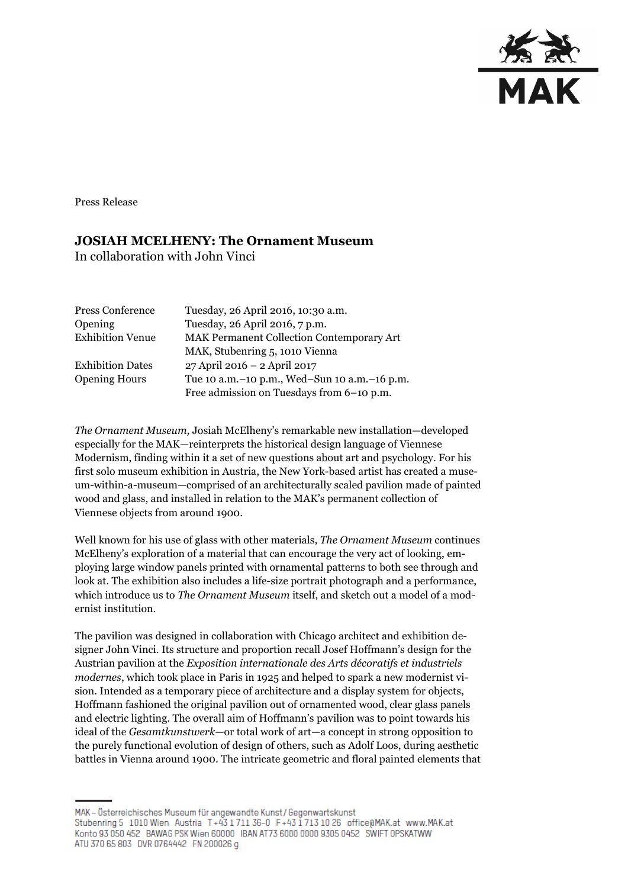Press Release

# JOSIAH MCELHENY: The Ornament Museum

In collaboration with John Vinci

| | |
|---|---|
| Press Conference | Tuesday, 26 April 2016, 10:30 a.m. |
| Opening | Tuesday, 26 April 2016, 7 p.m. |
| Exhibition Venue | MAK Permanent Collection Contemporary Art<br>MAK, Stubenring 5, 1010 Vienna |
| Exhibition Dates | 27 April 2016 – 2 April 2017 |
| Opening Hours | Tue 10 a.m.–10 p.m., Wed–Sun 10 a.m.–16 p.m.<br>Free admission on Tuesdays from 6–10 p.m. |

*The Ornament Museum,* Josiah McElheny's remarkable new installation—developed especially for the MAK—reinterprets the historical design language of Viennese Modernism, finding within it a set of new questions about art and psychology. For his first solo museum exhibition in Austria, the New York-based artist has created a museum-within-a-museum—comprised of an architecturally scaled pavilion made of painted wood and glass, and installed in relation to the MAK's permanent collection of Viennese objects from around 1900.

Well known for his use of glass with other materials, *The Ornament Museum* continues McElheny's exploration of a material that can encourage the very act of looking, employing large window panels printed with ornamental patterns to both see through and look at. The exhibition also includes a life-size portrait photograph and a performance, which introduce us to *The Ornament Museum* itself, and sketch out a model of a modernist institution.

The pavilion was designed in collaboration with Chicago architect and exhibition designer John Vinci. Its structure and proportion recall Josef Hoffmann's design for the Austrian pavilion at the *Exposition internationale des Arts décoratifs et industriels modernes*, which took place in Paris in 1925 and helped to spark a new modernist vision. Intended as a temporary piece of architecture and a display system for objects, Hoffmann fashioned the original pavilion out of ornamented wood, clear glass panels and electric lighting. The overall aim of Hoffmann's pavilion was to point towards his ideal of the *Gesamtkunstwerk*—or total work of art—a concept in strong opposition to the purely functional evolution of design of others, such as Adolf Loos, during aesthetic battles in Vienna around 1900. The intricate geometric and floral painted elements that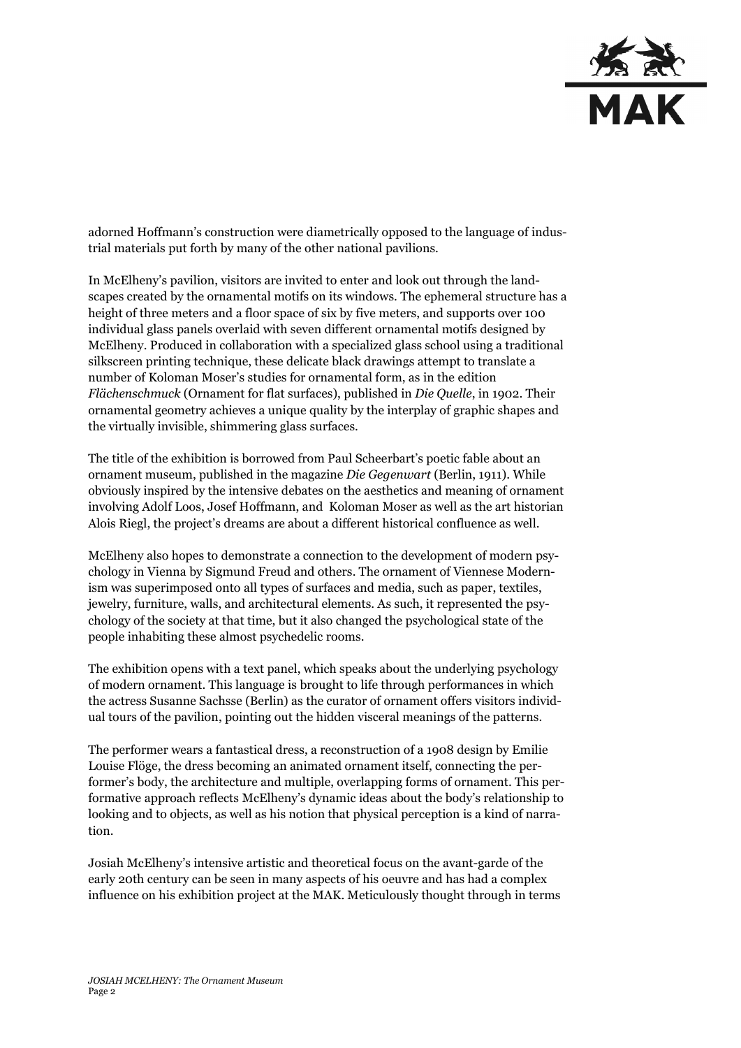adorned Hoffmann's construction were diametrically opposed to the language of industrial materials put forth by many of the other national pavilions.

In McElheny's pavilion, visitors are invited to enter and look out through the landscapes created by the ornamental motifs on its windows. The ephemeral structure has a height of three meters and a floor space of six by five meters, and supports over 100 individual glass panels overlaid with seven different ornamental motifs designed by McElheny. Produced in collaboration with a specialized glass school using a traditional silkscreen printing technique, these delicate black drawings attempt to translate a number of Koloman Moser's studies for ornamental form, as in the edition *Flächenschmuck* (Ornament for flat surfaces), published in *Die Quelle*, in 1902. Their ornamental geometry achieves a unique quality by the interplay of graphic shapes and the virtually invisible, shimmering glass surfaces.

The title of the exhibition is borrowed from Paul Scheerbart's poetic fable about an ornament museum, published in the magazine *Die Gegenwart* (Berlin, 1911). While obviously inspired by the intensive debates on the aesthetics and meaning of ornament involving Adolf Loos, Josef Hoffmann, and Koloman Moser as well as the art historian Alois Riegl, the project's dreams are about a different historical confluence as well.

McElheny also hopes to demonstrate a connection to the development of modern psychology in Vienna by Sigmund Freud and others. The ornament of Viennese Modernism was superimposed onto all types of surfaces and media, such as paper, textiles, jewelry, furniture, walls, and architectural elements. As such, it represented the psychology of the society at that time, but it also changed the psychological state of the people inhabiting these almost psychedelic rooms.

The exhibition opens with a text panel, which speaks about the underlying psychology of modern ornament. This language is brought to life through performances in which the actress Susanne Sachsse (Berlin) as the curator of ornament offers visitors individual tours of the pavilion, pointing out the hidden visceral meanings of the patterns.

The performer wears a fantastical dress, a reconstruction of a 1908 design by Emilie Louise Flöge, the dress becoming an animated ornament itself, connecting the performer's body, the architecture and multiple, overlapping forms of ornament. This performative approach reflects McElheny's dynamic ideas about the body's relationship to looking and to objects, as well as his notion that physical perception is a kind of narration.

Josiah McElheny's intensive artistic and theoretical focus on the avant-garde of the early 20th century can be seen in many aspects of his oeuvre and has had a complex influence on his exhibition project at the MAK. Meticulously thought through in terms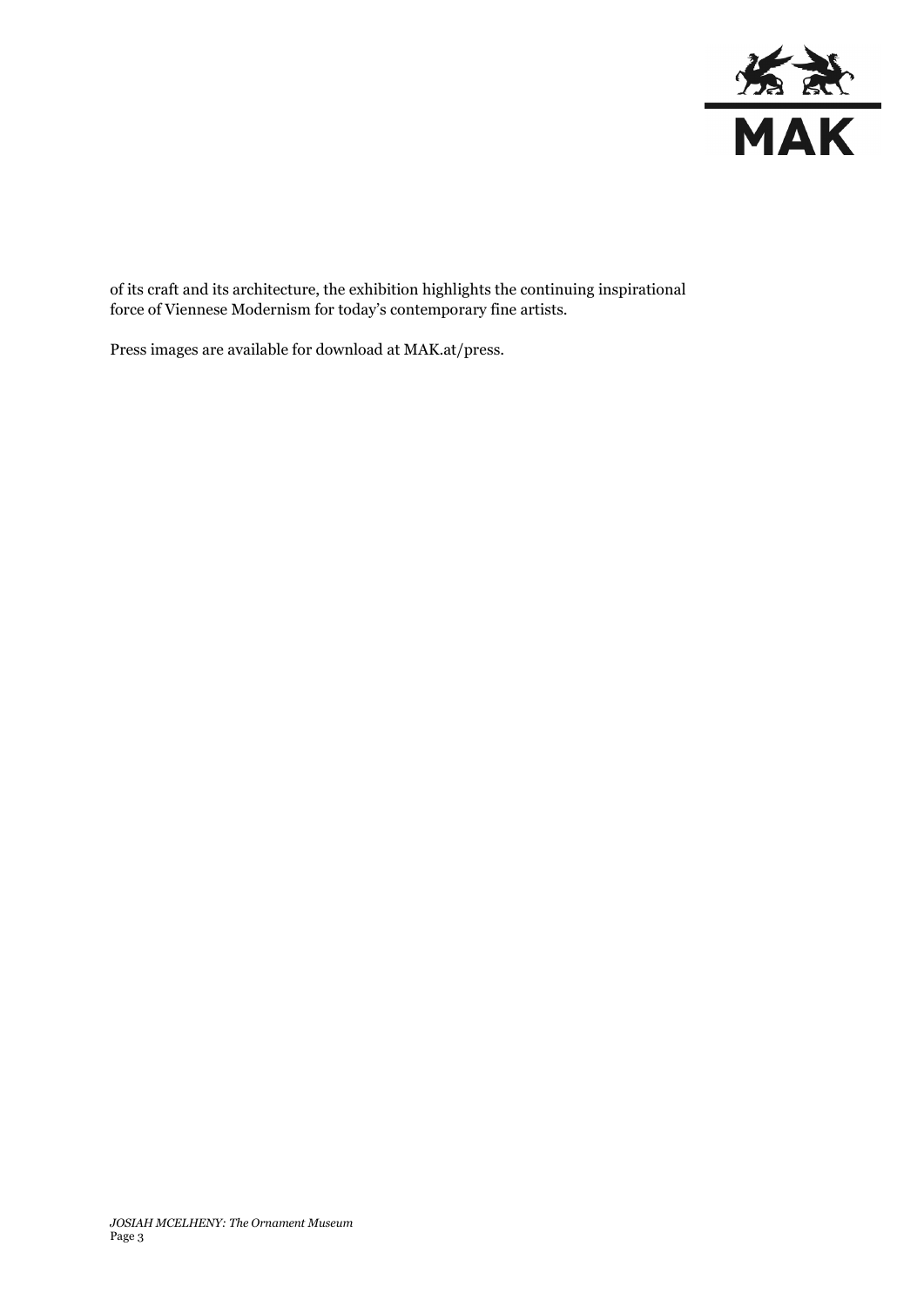of its craft and its architecture, the exhibition highlights the continuing inspirational force of Viennese Modernism for today's contemporary fine artists.

Press images are available for download at MAK.at/press.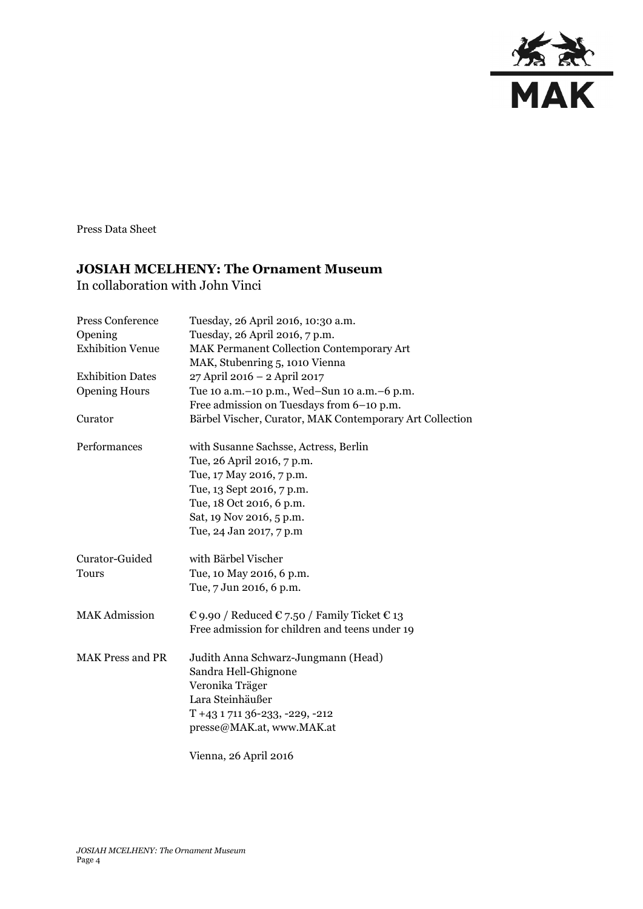Press Data Sheet

## JOSIAH MCELHENY: The Ornament Museum

In collaboration with John Vinci

| | |
|---|---|
| Press Conference | Tuesday, 26 April 2016, 10:30 a.m. |
| Opening | Tuesday, 26 April 2016, 7 p.m. |
| Exhibition Venue | MAK Permanent Collection Contemporary Art<br>MAK, Stubenring 5, 1010 Vienna |
| Exhibition Dates | 27 April 2016 – 2 April 2017 |
| Opening Hours | Tue 10 a.m.–10 p.m., Wed–Sun 10 a.m.–6 p.m.<br>Free admission on Tuesdays from 6–10 p.m. |
| Curator | Bärbel Vischer, Curator, MAK Contemporary Art Collection |
| Performances | with Susanne Sachsse, Actress, Berlin<br>Tue, 26 April 2016, 7 p.m.<br>Tue, 17 May 2016, 7 p.m.<br>Tue, 13 Sept 2016, 7 p.m.<br>Tue, 18 Oct 2016, 6 p.m.<br>Sat, 19 Nov 2016, 5 p.m.<br>Tue, 24 Jan 2017, 7 p.m |
| Curator-Guided Tours | with Bärbel Vischer<br>Tue, 10 May 2016, 6 p.m.<br>Tue, 7 Jun 2016, 6 p.m. |
| MAK Admission | € 9.90 / Reduced € 7.50 / Family Ticket € 13<br>Free admission for children and teens under 19 |
| MAK Press and PR | Judith Anna Schwarz-Jungmann (Head)<br>Sandra Hell-Ghignone<br>Veronika Träger<br>Lara Steinhäußer<br>T +43 1 711 36-233, -229, -212<br>presse@MAK.at, www.MAK.at |

Vienna, 26 April 2016